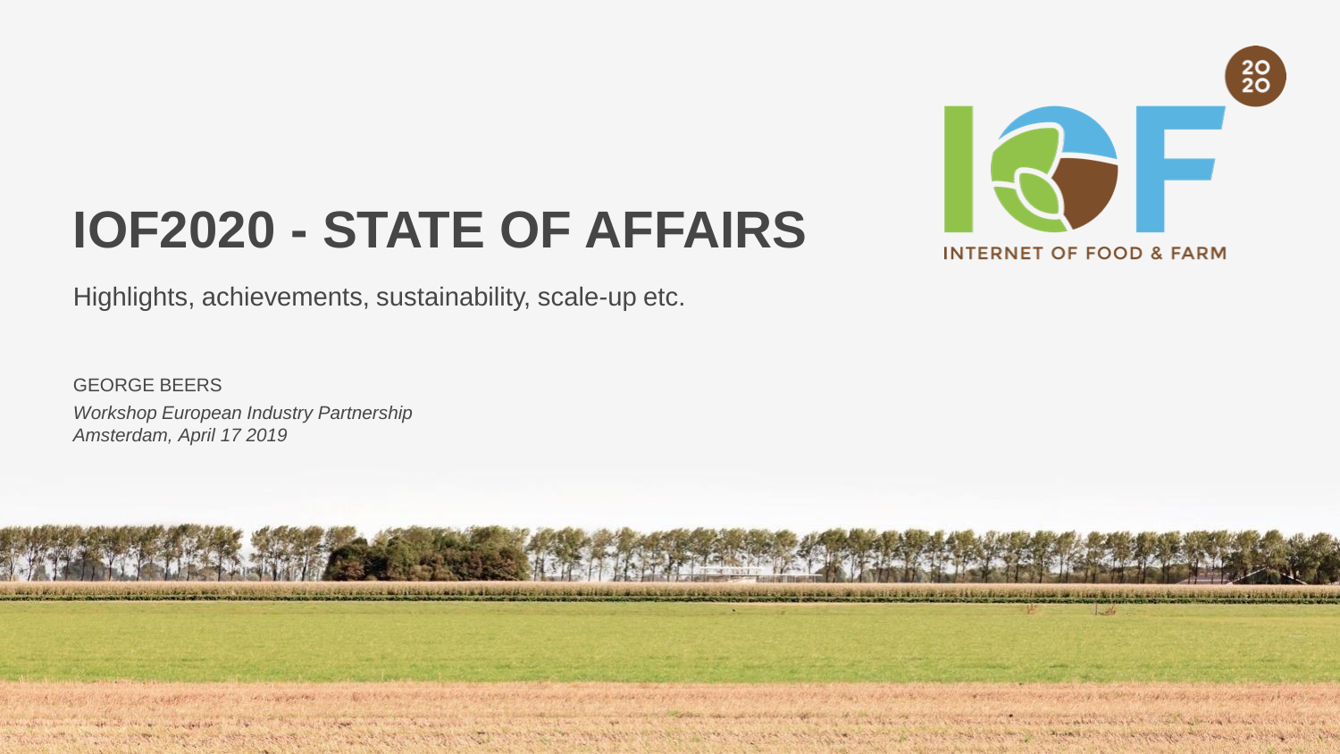# IOF2020 - STATE OF AFFAIRS

Highlights, achievements, sustainability, scale-up etc.

GEORGE BEERS

*Workshop European Industry Partnership*
*Amsterdam, April 17 2019*

INTERNET OF FOOD & FARM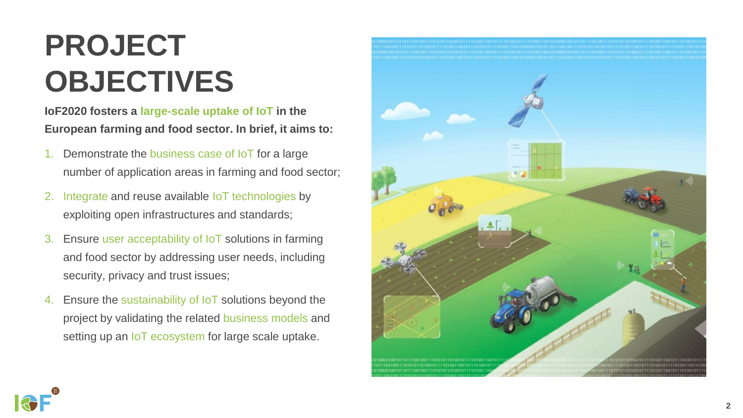# PROJECT OBJECTIVES

**IoF2020 fosters a large-scale uptake of IoT in the European farming and food sector. In brief, it aims to:**

1. Demonstrate the business case of IoT for a large number of application areas in farming and food sector;
2. Integrate and reuse available IoT technologies by exploiting open infrastructures and standards;
3. Ensure user acceptability of IoT solutions in farming and food sector by addressing user needs, including security, privacy and trust issues;
4. Ensure the sustainability of IoT solutions beyond the project by validating the related business models and setting up an IoT ecosystem for large scale uptake.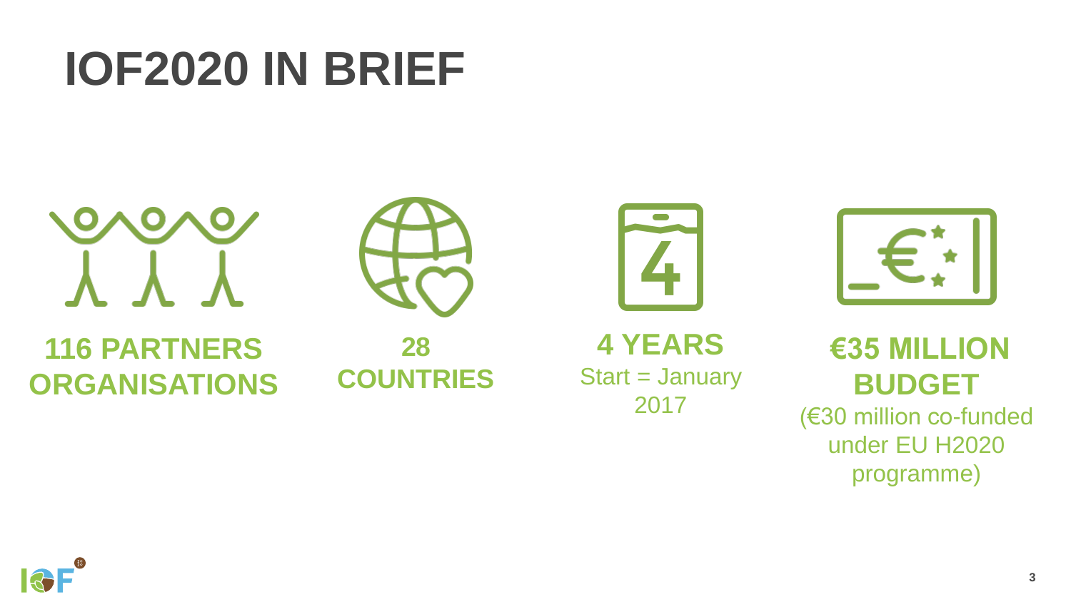# IOF2020 IN BRIEF

**116 PARTNERS ORGANISATIONS**

**28 COUNTRIES**

**4 YEARS**
Start = January 2017

**€35 MILLION BUDGET**
(€30 million co-funded under EU H2020 programme)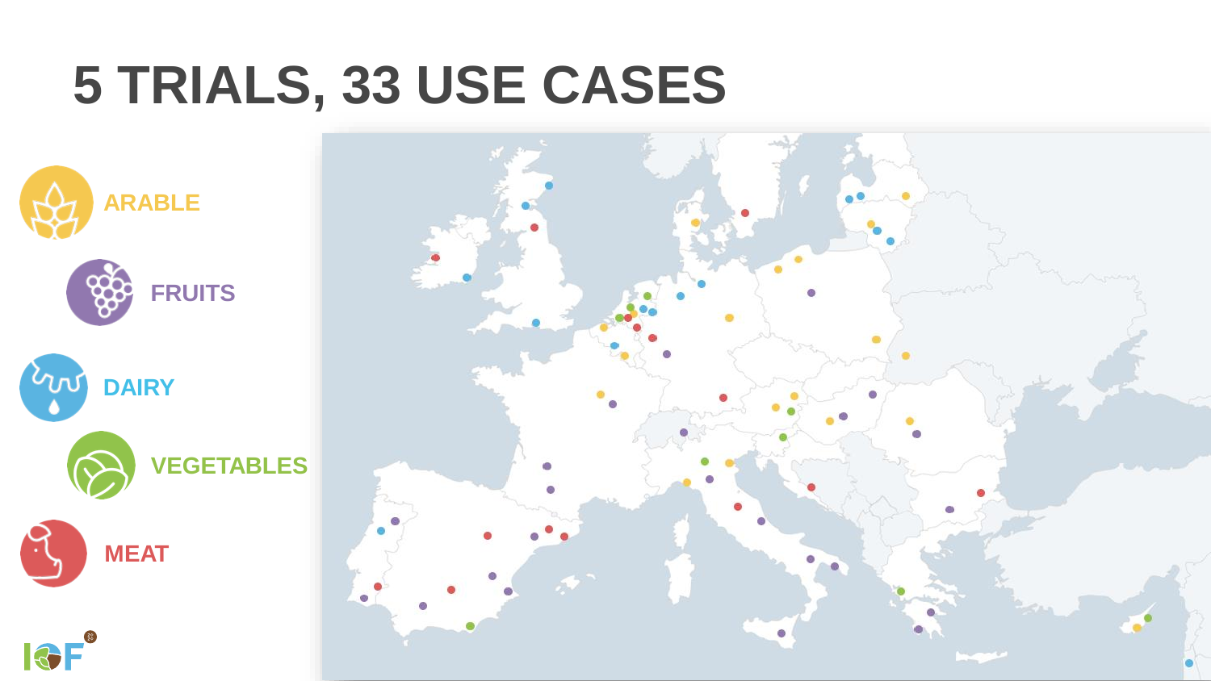# 5 TRIALS, 33 USE CASES

ARABLE

FRUITS

DAIRY

VEGETABLES

MEAT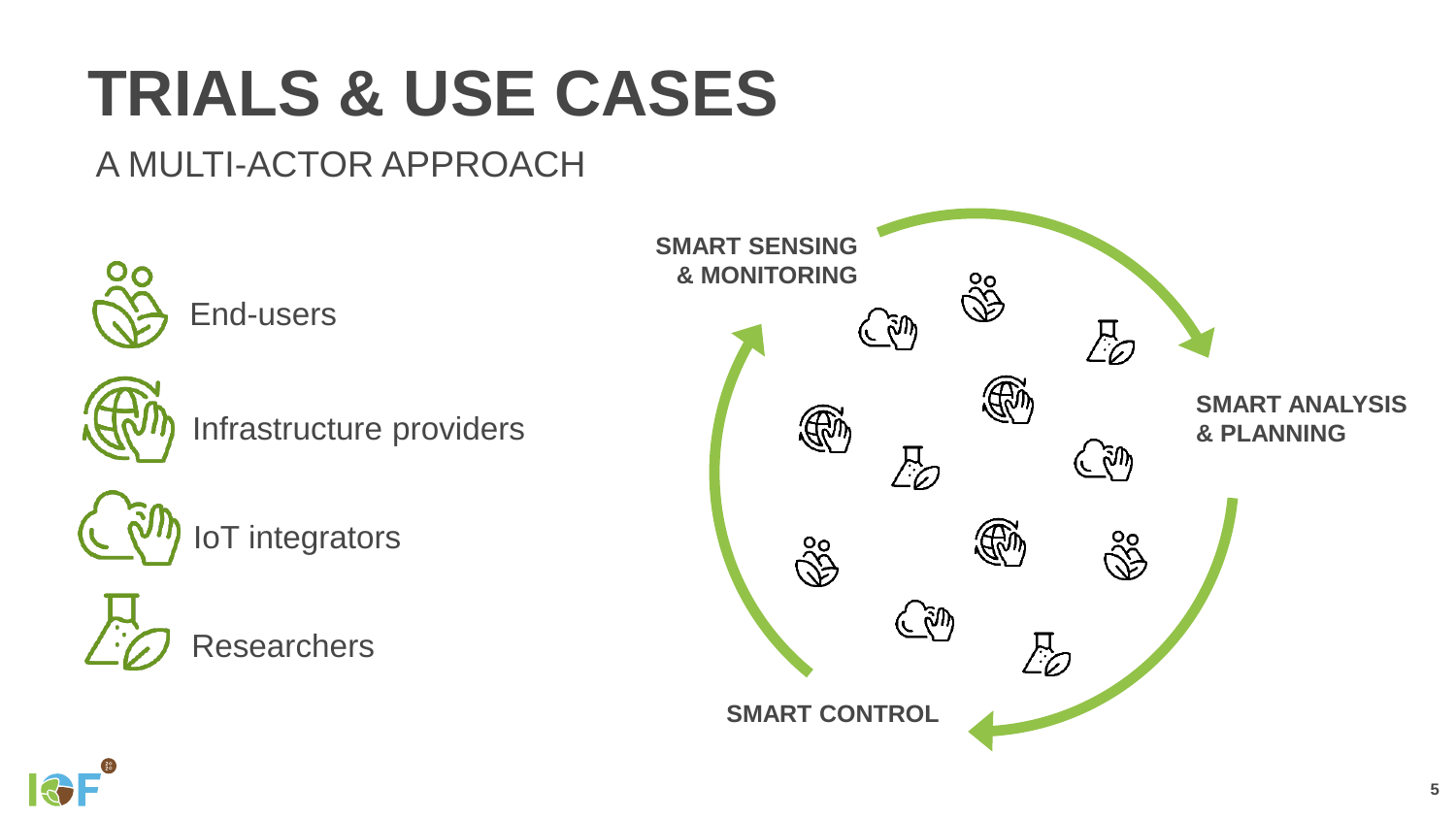# TRIALS & USE CASES

## A MULTI-ACTOR APPROACH

- End-users
- Infrastructure providers
- IoT integrators
- Researchers

**SMART SENSING & MONITORING**

**SMART ANALYSIS & PLANNING**

**SMART CONTROL**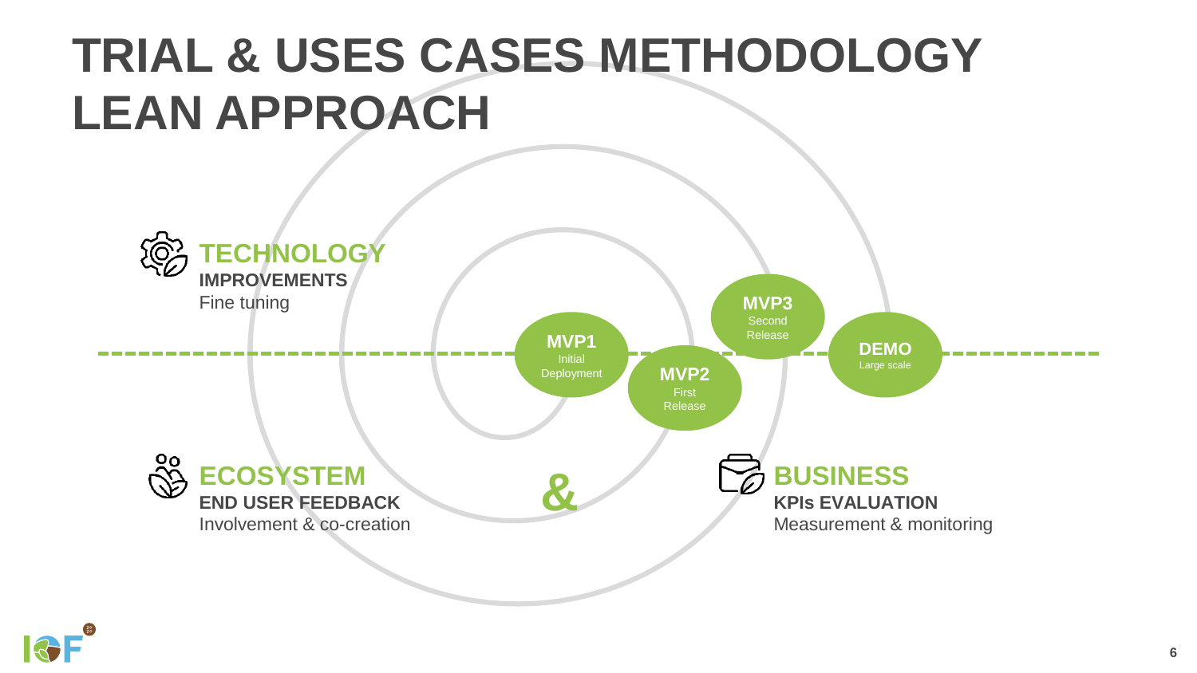# TRIAL & USES CASES METHODOLOGY LEAN APPROACH

**TECHNOLOGY**
**IMPROVEMENTS**
Fine tuning

**MVP1**
Initial Deployment

**MVP2**
First Release

**MVP3**
Second Release

**DEMO**
Large scale

**ECOSYSTEM**
**END USER FEEDBACK**
Involvement & co-creation

&

**BUSINESS**
**KPIs EVALUATION**
Measurement & monitoring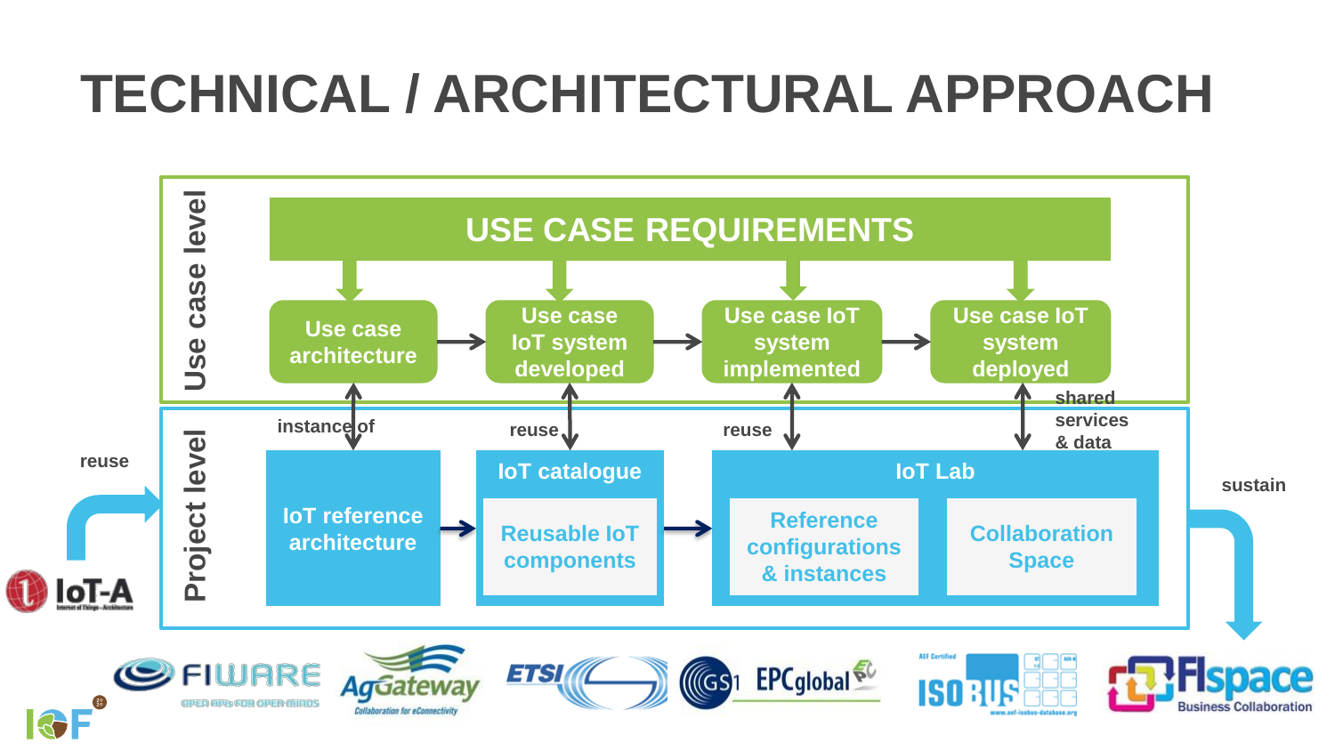# TECHNICAL / ARCHITECTURAL APPROACH

Use case level

USE CASE REQUIREMENTS

Use case architecture

Use case IoT system developed

Use case IoT system implemented

Use case IoT system deployed

Project level

instance of

reuse

reuse

shared services & data

IoT reference architecture

IoT catalogue

Reusable IoT components

IoT Lab

Reference configurations & instances

Collaboration Space

reuse

sustain

IoT-A

FIWARE

AgGateway

ETSI

GS1 EPCglobal

ISOBUS

FIspace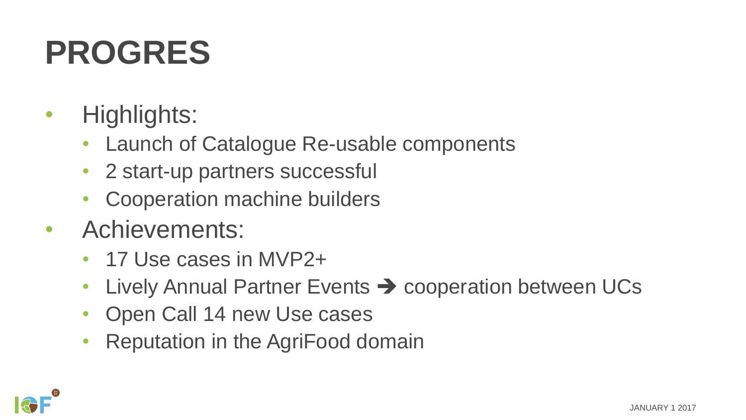# PROGRES

- Highlights:
  - Launch of Catalogue Re-usable components
  - 2 start-up partners successful
  - Cooperation machine builders
- Achievements:
  - 17 Use cases in MVP2+
  - Lively Annual Partner Events ➔ cooperation between UCs
  - Open Call 14 new Use cases
  - Reputation in the AgriFood domain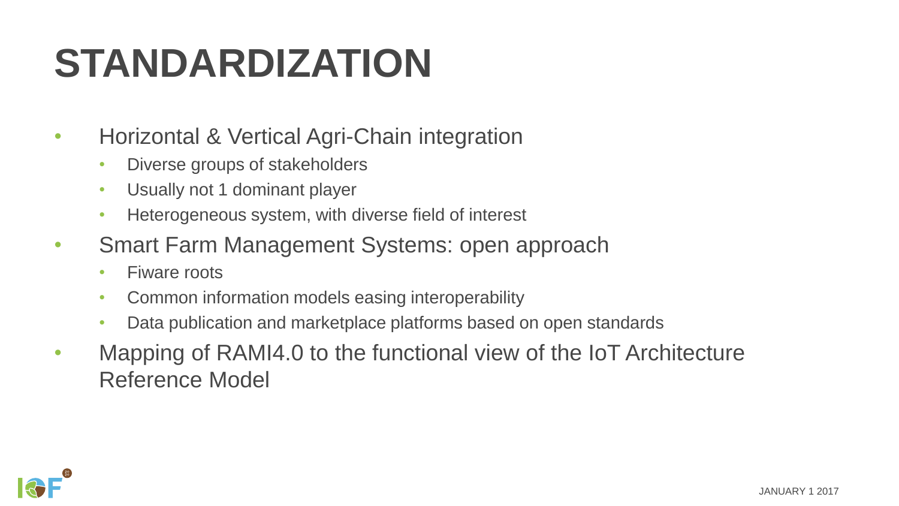# STANDARDIZATION

- Horizontal & Vertical Agri-Chain integration
  - Diverse groups of stakeholders
  - Usually not 1 dominant player
  - Heterogeneous system, with diverse field of interest
- Smart Farm Management Systems: open approach
  - Fiware roots
  - Common information models easing interoperability
  - Data publication and marketplace platforms based on open standards
- Mapping of RAMI4.0 to the functional view of the IoT Architecture Reference Model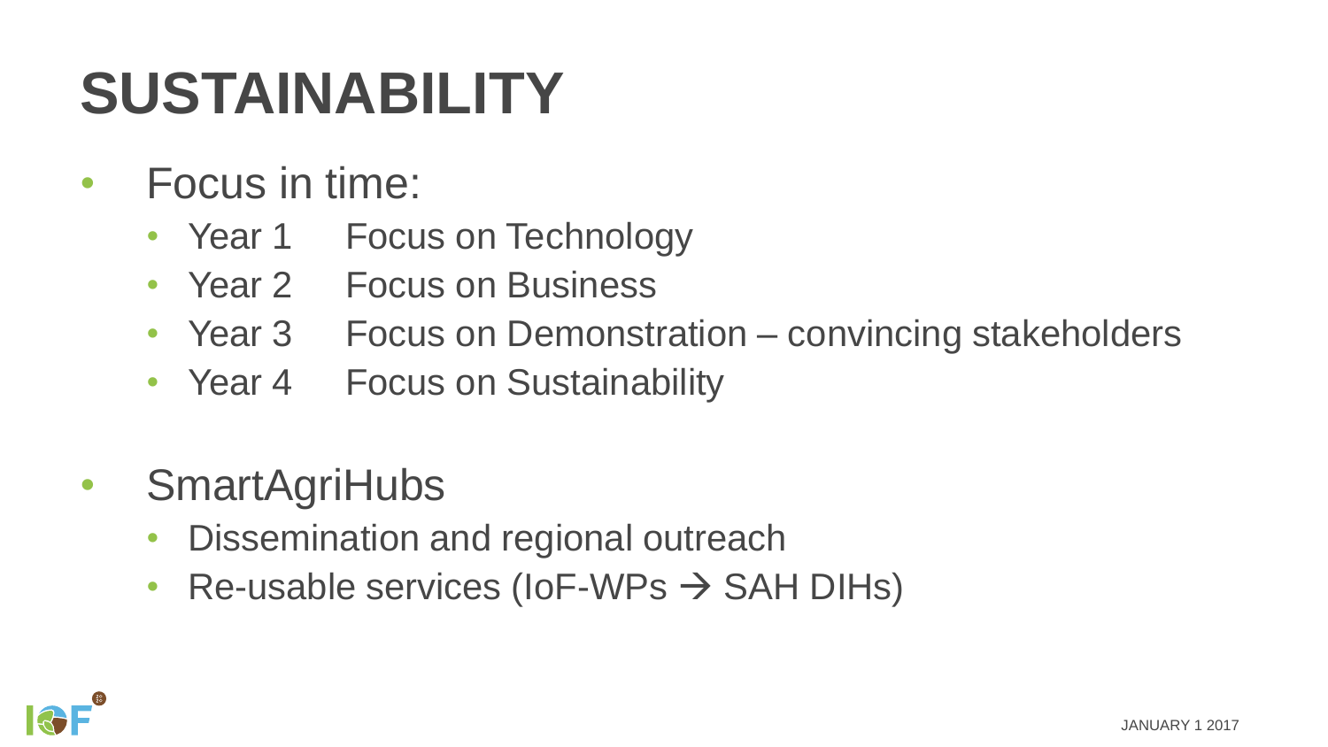# SUSTAINABILITY

- Focus in time:
  - Year 1 Focus on Technology
  - Year 2 Focus on Business
  - Year 3 Focus on Demonstration – convincing stakeholders
  - Year 4 Focus on Sustainability

- SmartAgriHubs
  - Dissemination and regional outreach
  - Re-usable services (IoF-WPs → SAH DIHs)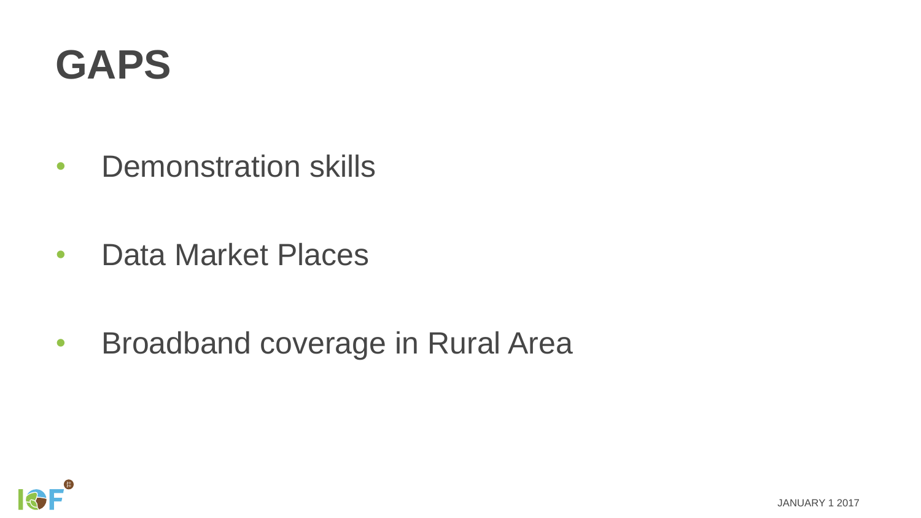# GAPS

- Demonstration skills
- Data Market Places
- Broadband coverage in Rural Area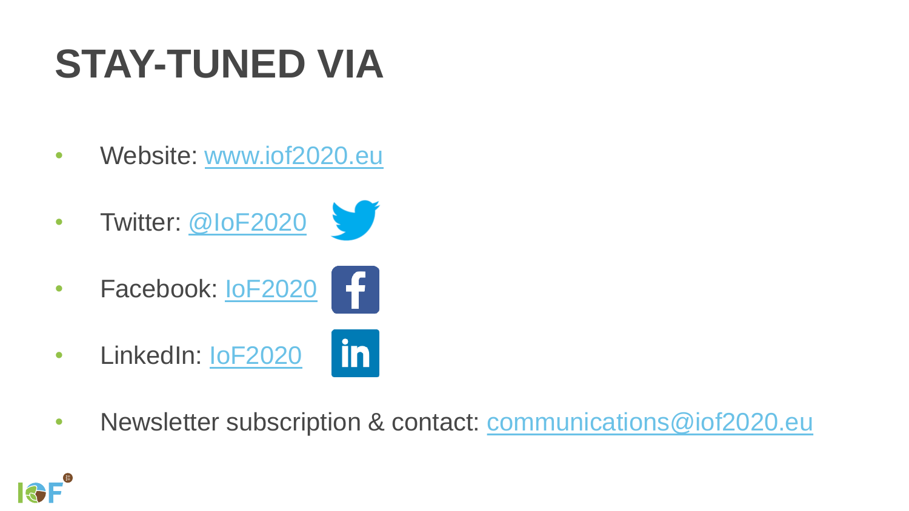# STAY-TUNED VIA

- Website: www.iof2020.eu
- Twitter: @IoF2020
- Facebook: IoF2020
- LinkedIn: IoF2020
- Newsletter subscription & contact: communications@iof2020.eu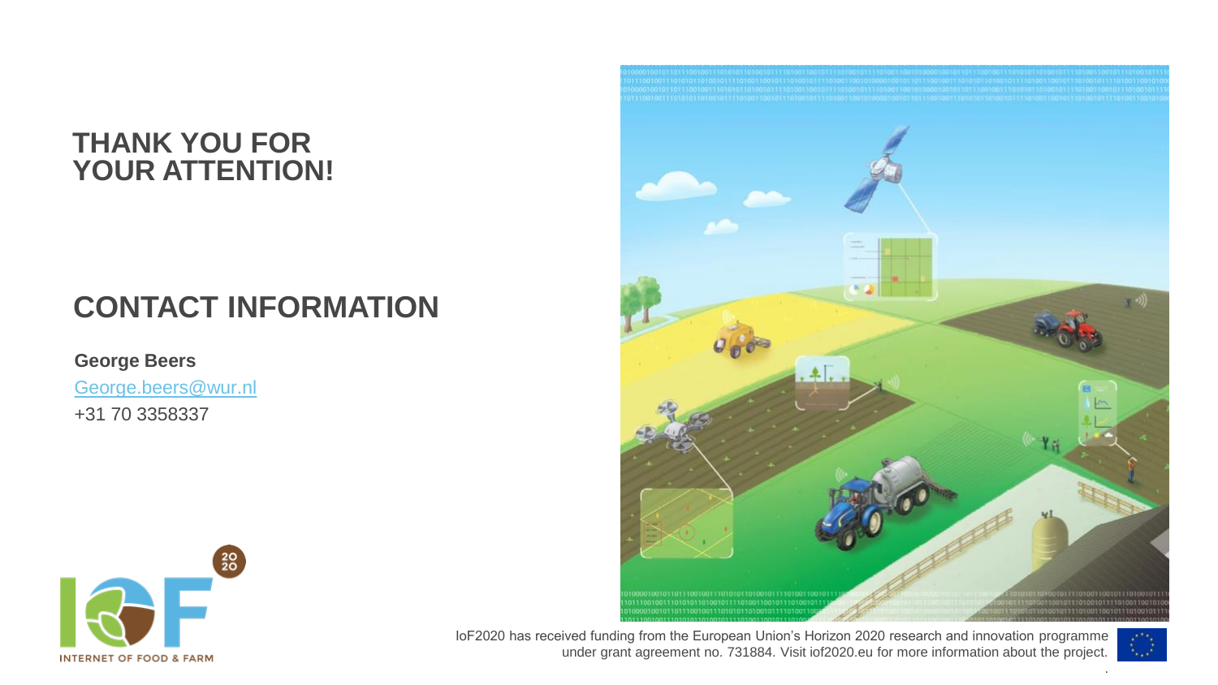# THANK YOU FOR YOUR ATTENTION!

## CONTACT INFORMATION

**George Beers**

George.beers@wur.nl

+31 70 3358337

INTERNET OF FOOD & FARM

IoF2020 has received funding from the European Union's Horizon 2020 research and innovation programme under grant agreement no. 731884. Visit iof2020.eu for more information about the project.